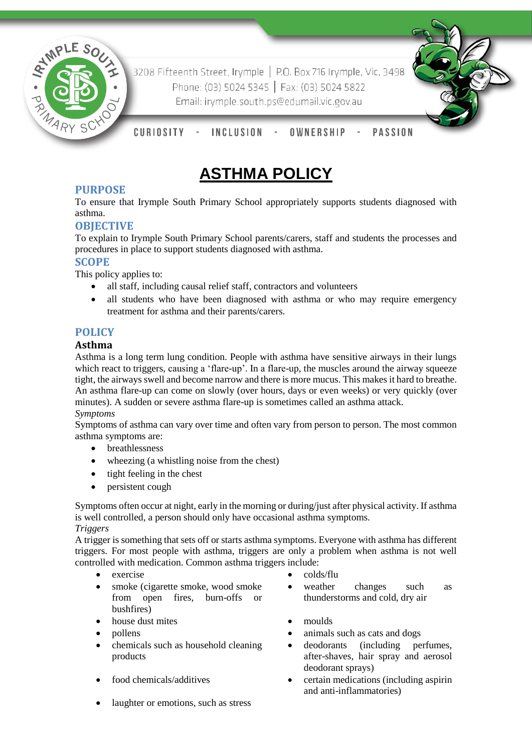3208 Fifteenth Street, Irymple | P.O. Box 716 Irymple, Vic, 3498
Phone: (03) 5024 5345 | Fax: (03) 5024 5822
Email: irymple.south.ps@edumail.vic.gov.au

CURIOSITY - INCLUSION - OWNERSHIP - PASSION

# ASTHMA POLICY

## PURPOSE

To ensure that Irymple South Primary School appropriately supports students diagnosed with asthma.

## OBJECTIVE

To explain to Irymple South Primary School parents/carers, staff and students the processes and procedures in place to support students diagnosed with asthma.

## SCOPE

This policy applies to:

- all staff, including causal relief staff, contractors and volunteers
- all students who have been diagnosed with asthma or who may require emergency treatment for asthma and their parents/carers.

## POLICY

### Asthma

Asthma is a long term lung condition. People with asthma have sensitive airways in their lungs which react to triggers, causing a 'flare-up'. In a flare-up, the muscles around the airway squeeze tight, the airways swell and become narrow and there is more mucus. This makes it hard to breathe. An asthma flare-up can come on slowly (over hours, days or even weeks) or very quickly (over minutes). A sudden or severe asthma flare-up is sometimes called an asthma attack.

*Symptoms*

Symptoms of asthma can vary over time and often vary from person to person. The most common asthma symptoms are:

- breathlessness
- wheezing (a whistling noise from the chest)
- tight feeling in the chest
- persistent cough

Symptoms often occur at night, early in the morning or during/just after physical activity. If asthma is well controlled, a person should only have occasional asthma symptoms.

*Triggers*

A trigger is something that sets off or starts asthma symptoms. Everyone with asthma has different triggers. For most people with asthma, triggers are only a problem when asthma is not well controlled with medication. Common asthma triggers include:

- exercise
- smoke (cigarette smoke, wood smoke from open fires, burn-offs or bushfires)
- house dust mites
- pollens
- chemicals such as household cleaning products
- food chemicals/additives
- laughter or emotions, such as stress
- colds/flu
- weather changes such as thunderstorms and cold, dry air
- moulds
- animals such as cats and dogs
- deodorants (including perfumes, after-shaves, hair spray and aerosol deodorant sprays)
- certain medications (including aspirin and anti-inflammatories)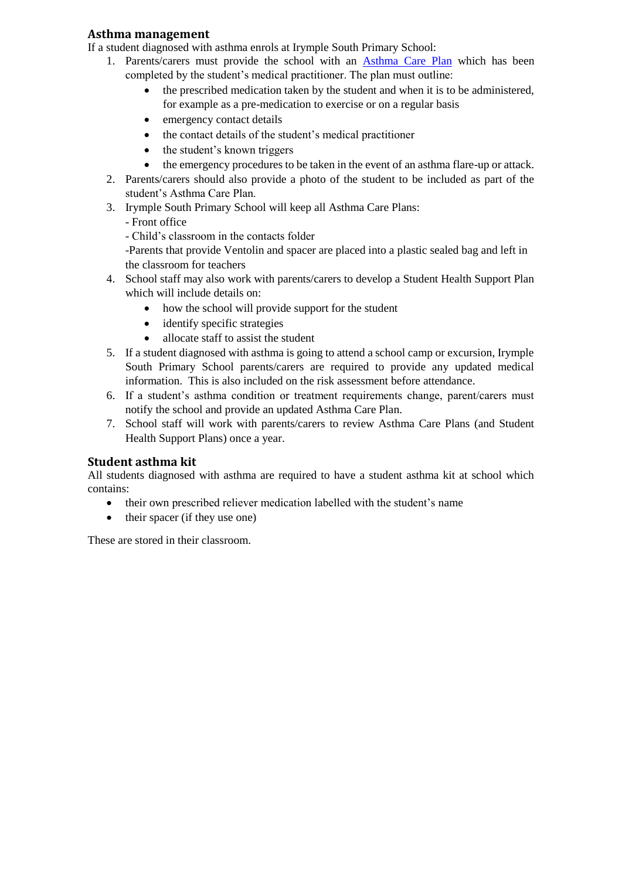## Asthma management

If a student diagnosed with asthma enrols at Irymple South Primary School:

1. Parents/carers must provide the school with an [Asthma Care Plan](#) which has been completed by the student's medical practitioner. The plan must outline:
   - the prescribed medication taken by the student and when it is to be administered, for example as a pre-medication to exercise or on a regular basis
   - emergency contact details
   - the contact details of the student's medical practitioner
   - the student's known triggers
   - the emergency procedures to be taken in the event of an asthma flare-up or attack.
2. Parents/carers should also provide a photo of the student to be included as part of the student's Asthma Care Plan.
3. Irymple South Primary School will keep all Asthma Care Plans:
   - Front office
   - Child's classroom in the contacts folder
   -Parents that provide Ventolin and spacer are placed into a plastic sealed bag and left in the classroom for teachers
4. School staff may also work with parents/carers to develop a Student Health Support Plan which will include details on:
   - how the school will provide support for the student
   - identify specific strategies
   - allocate staff to assist the student
5. If a student diagnosed with asthma is going to attend a school camp or excursion, Irymple South Primary School parents/carers are required to provide any updated medical information. This is also included on the risk assessment before attendance.
6. If a student's asthma condition or treatment requirements change, parent/carers must notify the school and provide an updated Asthma Care Plan.
7. School staff will work with parents/carers to review Asthma Care Plans (and Student Health Support Plans) once a year.

## Student asthma kit

All students diagnosed with asthma are required to have a student asthma kit at school which contains:

- their own prescribed reliever medication labelled with the student's name
- their spacer (if they use one)

These are stored in their classroom.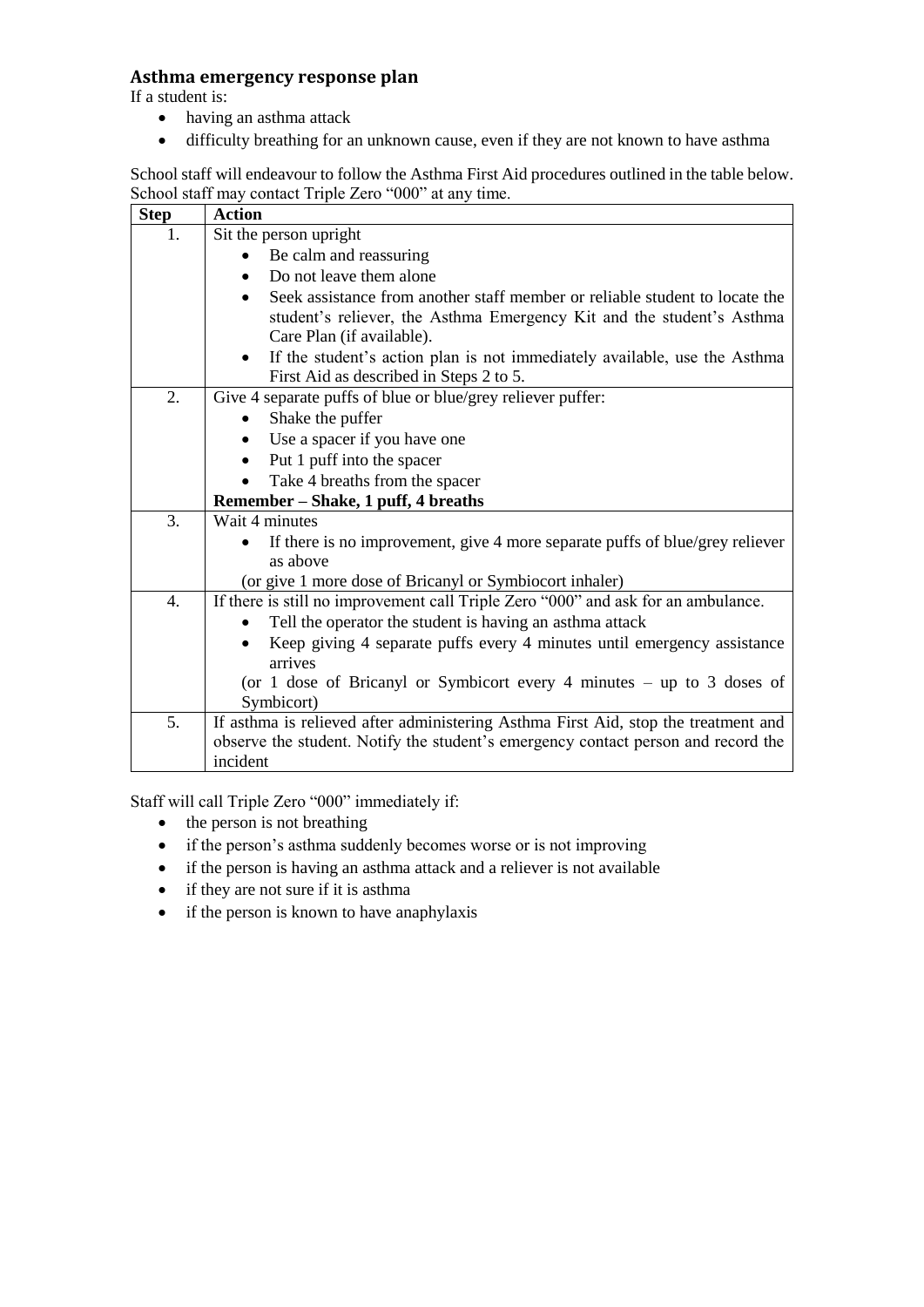## Asthma emergency response plan

If a student is:

- having an asthma attack
- difficulty breathing for an unknown cause, even if they are not known to have asthma

School staff will endeavour to follow the Asthma First Aid procedures outlined in the table below. School staff may contact Triple Zero "000" at any time.

| Step | Action |
|---|---|
| 1. | Sit the person upright<br>• Be calm and reassuring<br>• Do not leave them alone<br>• Seek assistance from another staff member or reliable student to locate the student's reliever, the Asthma Emergency Kit and the student's Asthma Care Plan (if available).<br>• If the student's action plan is not immediately available, use the Asthma First Aid as described in Steps 2 to 5. |
| 2. | Give 4 separate puffs of blue or blue/grey reliever puffer:<br>• Shake the puffer<br>• Use a spacer if you have one<br>• Put 1 puff into the spacer<br>• Take 4 breaths from the spacer<br>**Remember – Shake, 1 puff, 4 breaths** |
| 3. | Wait 4 minutes<br>• If there is no improvement, give 4 more separate puffs of blue/grey reliever as above<br>(or give 1 more dose of Bricanyl or Symbiocort inhaler) |
| 4. | If there is still no improvement call Triple Zero "000" and ask for an ambulance.<br>• Tell the operator the student is having an asthma attack<br>• Keep giving 4 separate puffs every 4 minutes until emergency assistance arrives<br>(or 1 dose of Bricanyl or Symbicort every 4 minutes – up to 3 doses of Symbicort) |
| 5. | If asthma is relieved after administering Asthma First Aid, stop the treatment and observe the student. Notify the student's emergency contact person and record the incident |

Staff will call Triple Zero "000" immediately if:

- the person is not breathing
- if the person's asthma suddenly becomes worse or is not improving
- if the person is having an asthma attack and a reliever is not available
- if they are not sure if it is asthma
- if the person is known to have anaphylaxis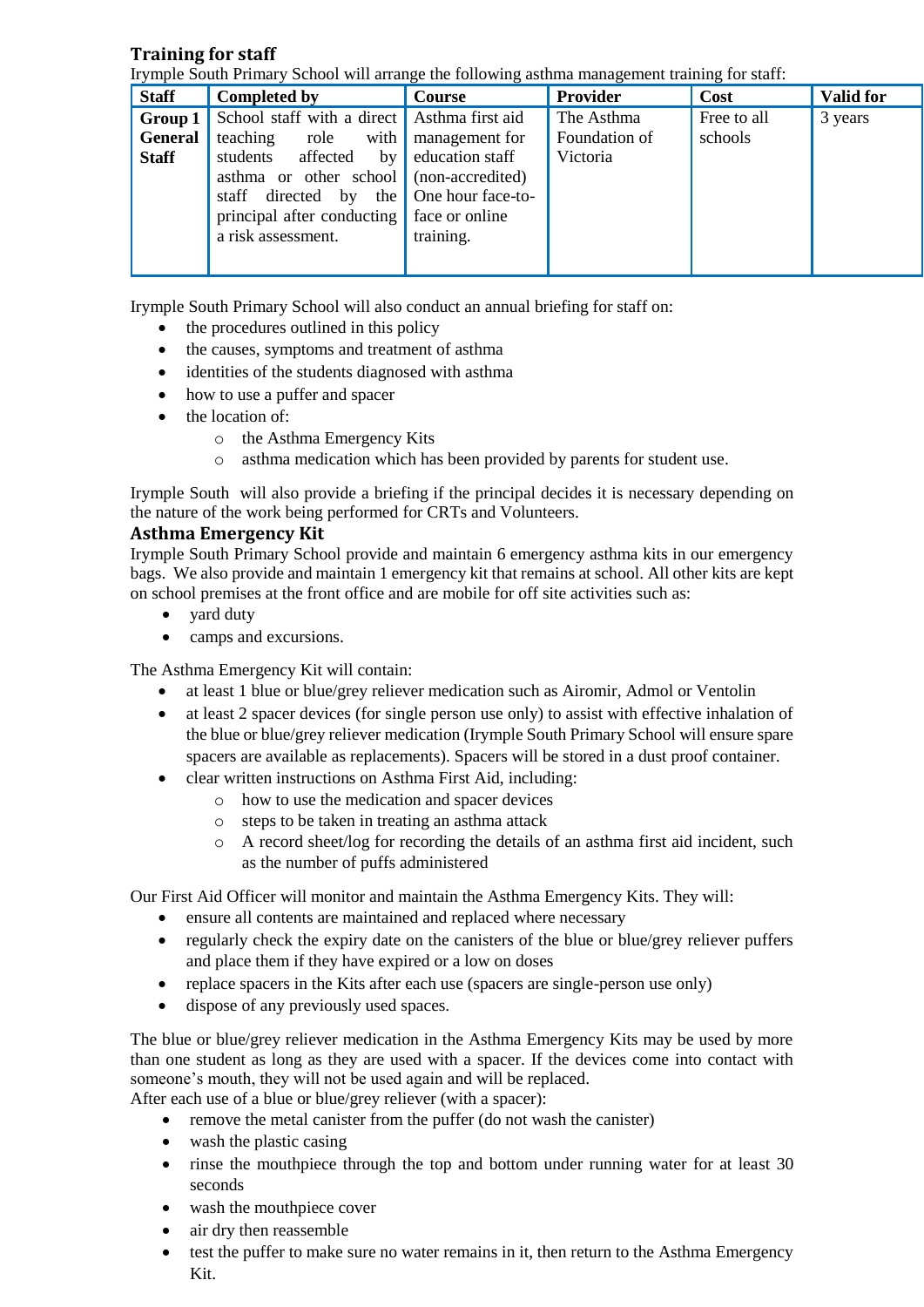## Training for staff

Irymple South Primary School will arrange the following asthma management training for staff:

| Staff | Completed by | Course | Provider | Cost | Valid for |
|---|---|---|---|---|---|
| **Group 1 General Staff** | School staff with a direct teaching role with students affected by asthma or other school staff directed by the principal after conducting a risk assessment. | Asthma first aid management for education staff (non-accredited) One hour face-to-face or online training. | The Asthma Foundation of Victoria | Free to all schools | 3 years |

Irymple South Primary School will also conduct an annual briefing for staff on:

- the procedures outlined in this policy
- the causes, symptoms and treatment of asthma
- identities of the students diagnosed with asthma
- how to use a puffer and spacer
- the location of:
  - the Asthma Emergency Kits
  - asthma medication which has been provided by parents for student use.

Irymple South  will also provide a briefing if the principal decides it is necessary depending on the nature of the work being performed for CRTs and Volunteers.

## Asthma Emergency Kit

Irymple South Primary School provide and maintain 6 emergency asthma kits in our emergency bags.  We also provide and maintain 1 emergency kit that remains at school. All other kits are kept on school premises at the front office and are mobile for off site activities such as:

- yard duty
- camps and excursions.

The Asthma Emergency Kit will contain:

- at least 1 blue or blue/grey reliever medication such as Airomir, Admol or Ventolin
- at least 2 spacer devices (for single person use only) to assist with effective inhalation of the blue or blue/grey reliever medication (Irymple South Primary School will ensure spare spacers are available as replacements). Spacers will be stored in a dust proof container.
- clear written instructions on Asthma First Aid, including:
  - how to use the medication and spacer devices
  - steps to be taken in treating an asthma attack
  - A record sheet/log for recording the details of an asthma first aid incident, such as the number of puffs administered

Our First Aid Officer will monitor and maintain the Asthma Emergency Kits. They will:

- ensure all contents are maintained and replaced where necessary
- regularly check the expiry date on the canisters of the blue or blue/grey reliever puffers and place them if they have expired or a low on doses
- replace spacers in the Kits after each use (spacers are single-person use only)
- dispose of any previously used spaces.

The blue or blue/grey reliever medication in the Asthma Emergency Kits may be used by more than one student as long as they are used with a spacer. If the devices come into contact with someone's mouth, they will not be used again and will be replaced.

After each use of a blue or blue/grey reliever (with a spacer):

- remove the metal canister from the puffer (do not wash the canister)
- wash the plastic casing
- rinse the mouthpiece through the top and bottom under running water for at least 30 seconds
- wash the mouthpiece cover
- air dry then reassemble
- test the puffer to make sure no water remains in it, then return to the Asthma Emergency Kit.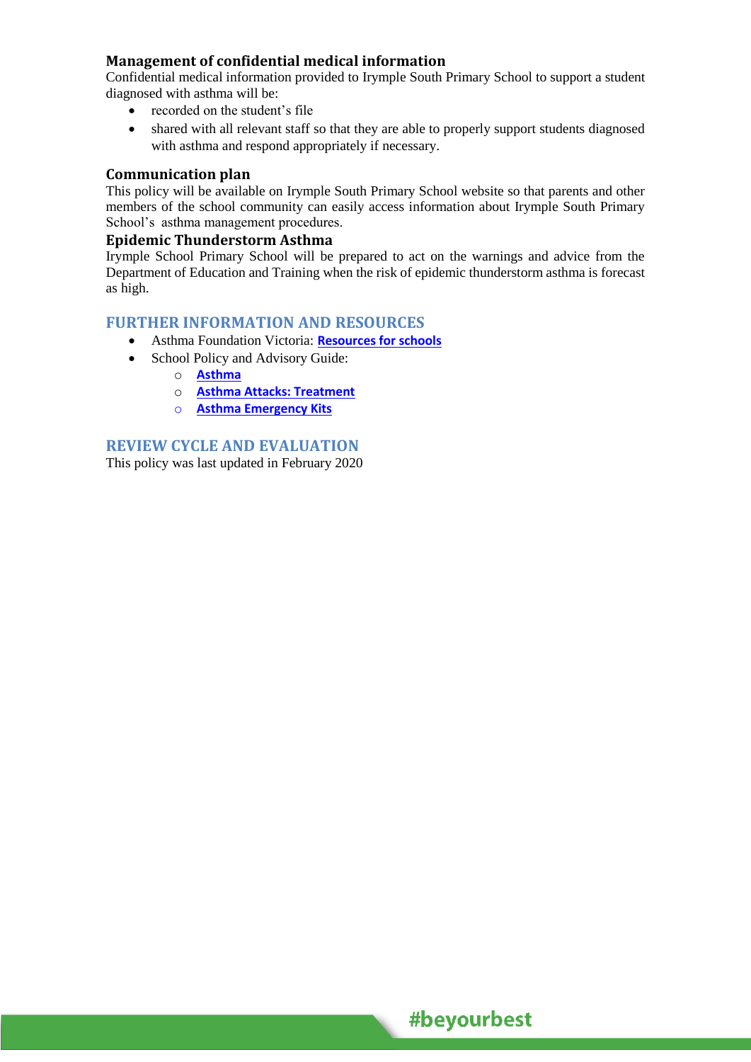### Management of confidential medical information

Confidential medical information provided to Irymple South Primary School to support a student diagnosed with asthma will be:

- recorded on the student's file
- shared with all relevant staff so that they are able to properly support students diagnosed with asthma and respond appropriately if necessary.

### Communication plan

This policy will be available on Irymple South Primary School website so that parents and other members of the school community can easily access information about Irymple South Primary School's asthma management procedures.

### Epidemic Thunderstorm Asthma

Irymple School Primary School will be prepared to act on the warnings and advice from the Department of Education and Training when the risk of epidemic thunderstorm asthma is forecast as high.

## FURTHER INFORMATION AND RESOURCES

- Asthma Foundation Victoria: **Resources for schools**
- School Policy and Advisory Guide:
  - **Asthma**
  - **Asthma Attacks: Treatment**
  - **Asthma Emergency Kits**

## REVIEW CYCLE AND EVALUATION

This policy was last updated in February 2020

#beyourbest